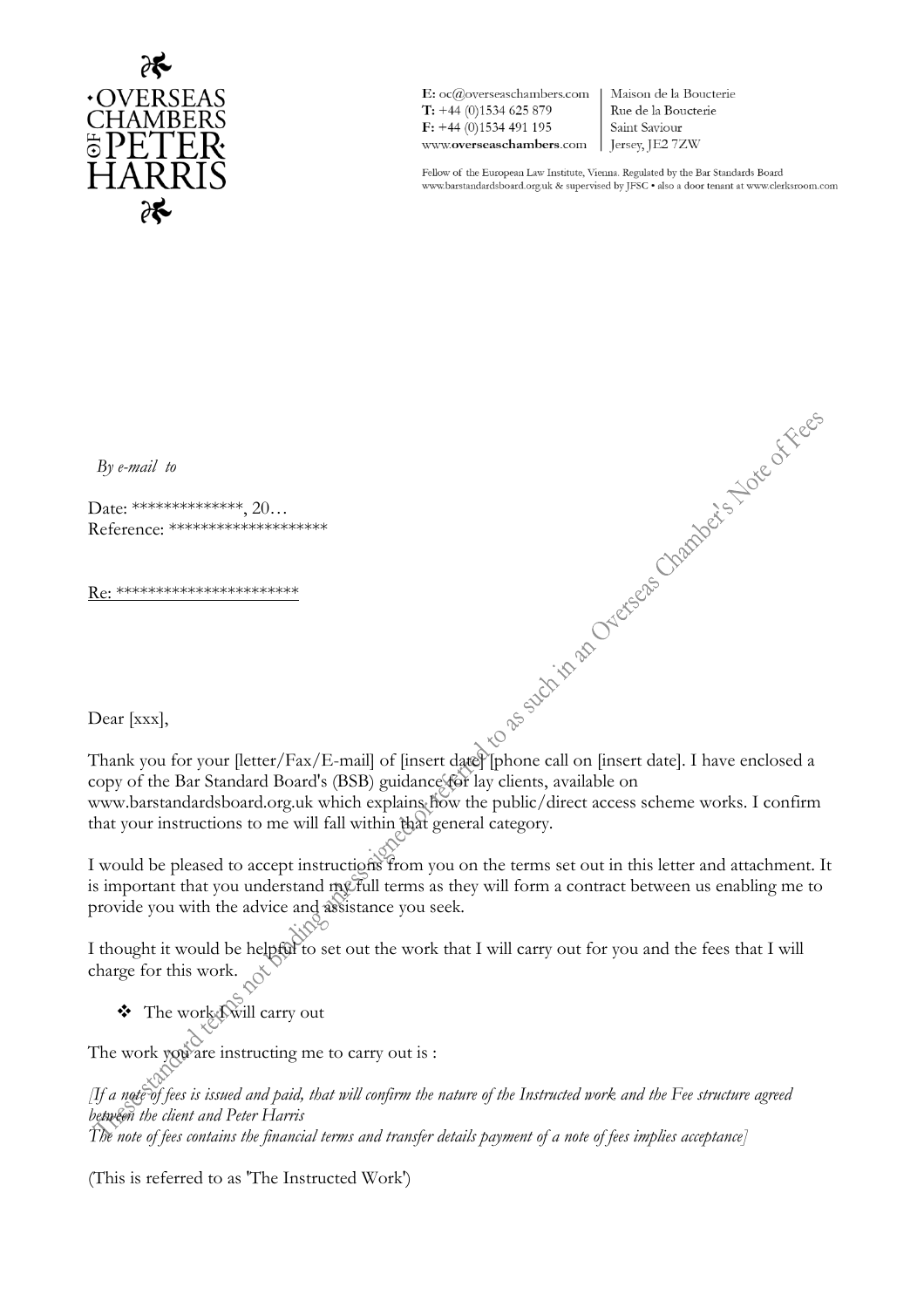**OVERSEAS CHAMBERS OF PETER HARRIS**

E: oc@overseaschambers.com
T: +44 (0)1534 625 879
F: +44 (0)1534 491 195
www.overseaschambers.com

Maison de la Boucterie
Rue de la Boucterie
Saint Saviour
Jersey, JE2 7ZW

Fellow of the European Law Institute, Vienna. Regulated by the Bar Standards Board www.barstandardsboard.org.uk & supervised by JFSC • also a door tenant at www.clerksroom.com

*These standard terms not binding unless signed or referred to as such in an Overseas Chamber's Note of Fees*

*By e-mail to*

Date: **************, 20…
Reference: ********************

Re: ***********************

Dear [xxx],

Thank you for your [letter/Fax/E-mail] of [insert date] [phone call on [insert date]. I have enclosed a copy of the Bar Standard Board's (BSB) guidance for lay clients, available on www.barstandardsboard.org.uk which explains how the public/direct access scheme works. I confirm that your instructions to me will fall within that general category.

I would be pleased to accept instructions from you on the terms set out in this letter and attachment. It is important that you understand my full terms as they will form a contract between us enabling me to provide you with the advice and assistance you seek.

I thought it would be helpful to set out the work that I will carry out for you and the fees that I will charge for this work.

- The work I will carry out

The work you are instructing me to carry out is :

*[If a note of fees is issued and paid, that will confirm the nature of the Instructed work and the Fee structure agreed between the client and Peter Harris*
*The note of fees contains the financial terms and transfer details payment of a note of fees implies acceptance]*

(This is referred to as 'The Instructed Work')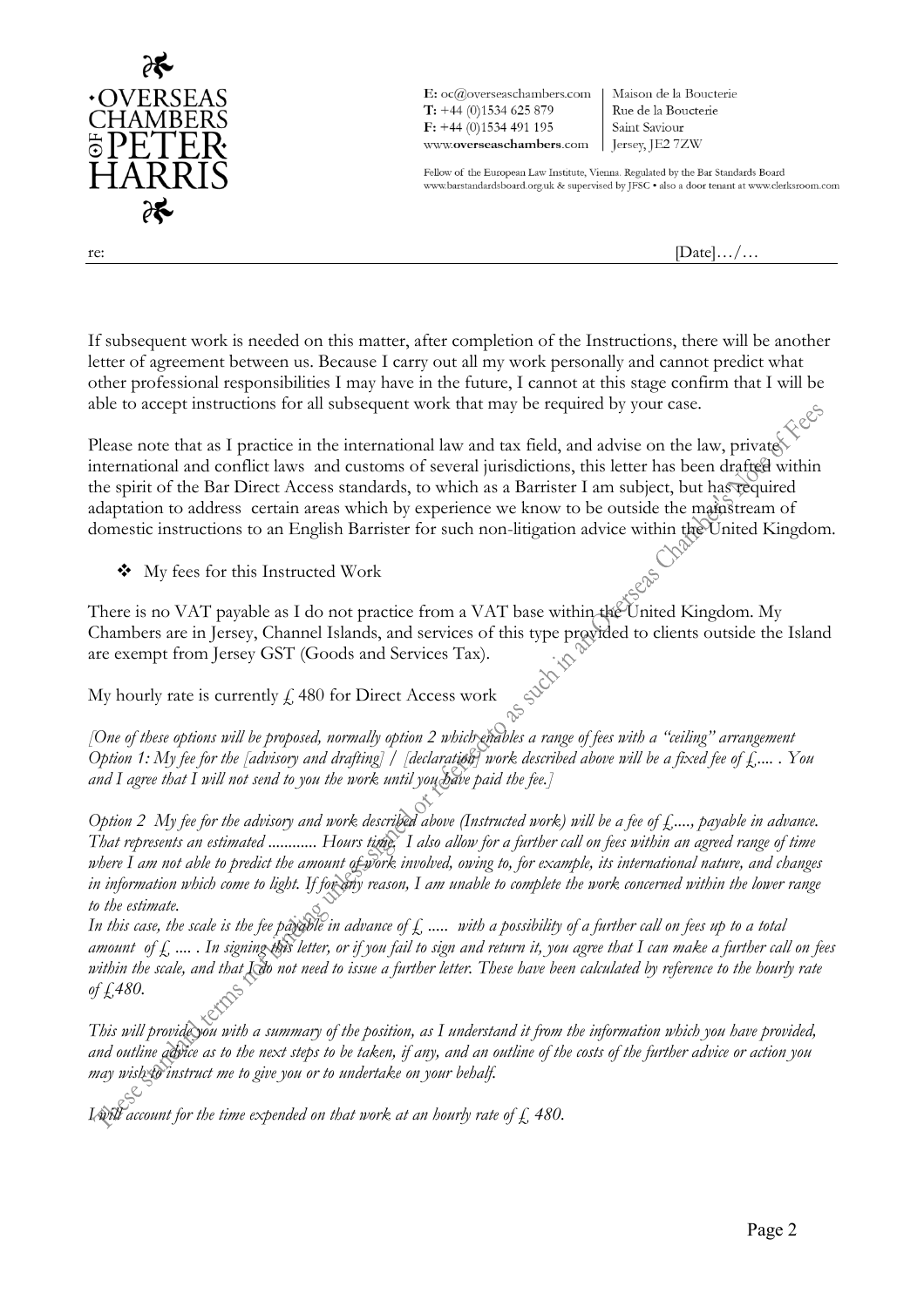If subsequent work is needed on this matter, after completion of the Instructions, there will be another letter of agreement between us. Because I carry out all my work personally and cannot predict what other professional responsibilities I may have in the future, I cannot at this stage confirm that I will be able to accept instructions for all subsequent work that may be required by your case.

Please note that as I practice in the international law and tax field, and advise on the law, private international and conflict laws and customs of several jurisdictions, this letter has been drafted within the spirit of the Bar Direct Access standards, to which as a Barrister I am subject, but has required adaptation to address certain areas which by experience we know to be outside the mainstream of domestic instructions to an English Barrister for such non-litigation advice within the United Kingdom.

- My fees for this Instructed Work

There is no VAT payable as I do not practice from a VAT base within the United Kingdom. My Chambers are in Jersey, Channel Islands, and services of this type provided to clients outside the Island are exempt from Jersey GST (Goods and Services Tax).

My hourly rate is currently £ 480 for Direct Access work

*[One of these options will be proposed, normally option 2 which enables a range of fees with a "ceiling" arrangement*
*Option 1: My fee for the [advisory and drafting] / [declaration] work described above will be a fixed fee of £.... . You and I agree that I will not send to you the work until you have paid the fee.]*

*Option 2 My fee for the advisory and work described above (Instructed work) will be a fee of £...., payable in advance. That represents an estimated ........... Hours time. I also allow for a further call on fees within an agreed range of time where I am not able to predict the amount of work involved, owing to, for example, its international nature, and changes in information which come to light. If for any reason, I am unable to complete the work concerned within the lower range to the estimate.*
*In this case, the scale is the fee payable in advance of £ ..... with a possibility of a further call on fees up to a total amount of £ .... . In signing this letter, or if you fail to sign and return it, you agree that I can make a further call on fees within the scale, and that I do not need to issue a further letter. These have been calculated by reference to the hourly rate of £480.*

*This will provide you with a summary of the position, as I understand it from the information which you have provided, and outline advice as to the next steps to be taken, if any, and an outline of the costs of the further advice or action you may wish to instruct me to give you or to undertake on your behalf.*

*I will account for the time expended on that work at an hourly rate of £ 480.*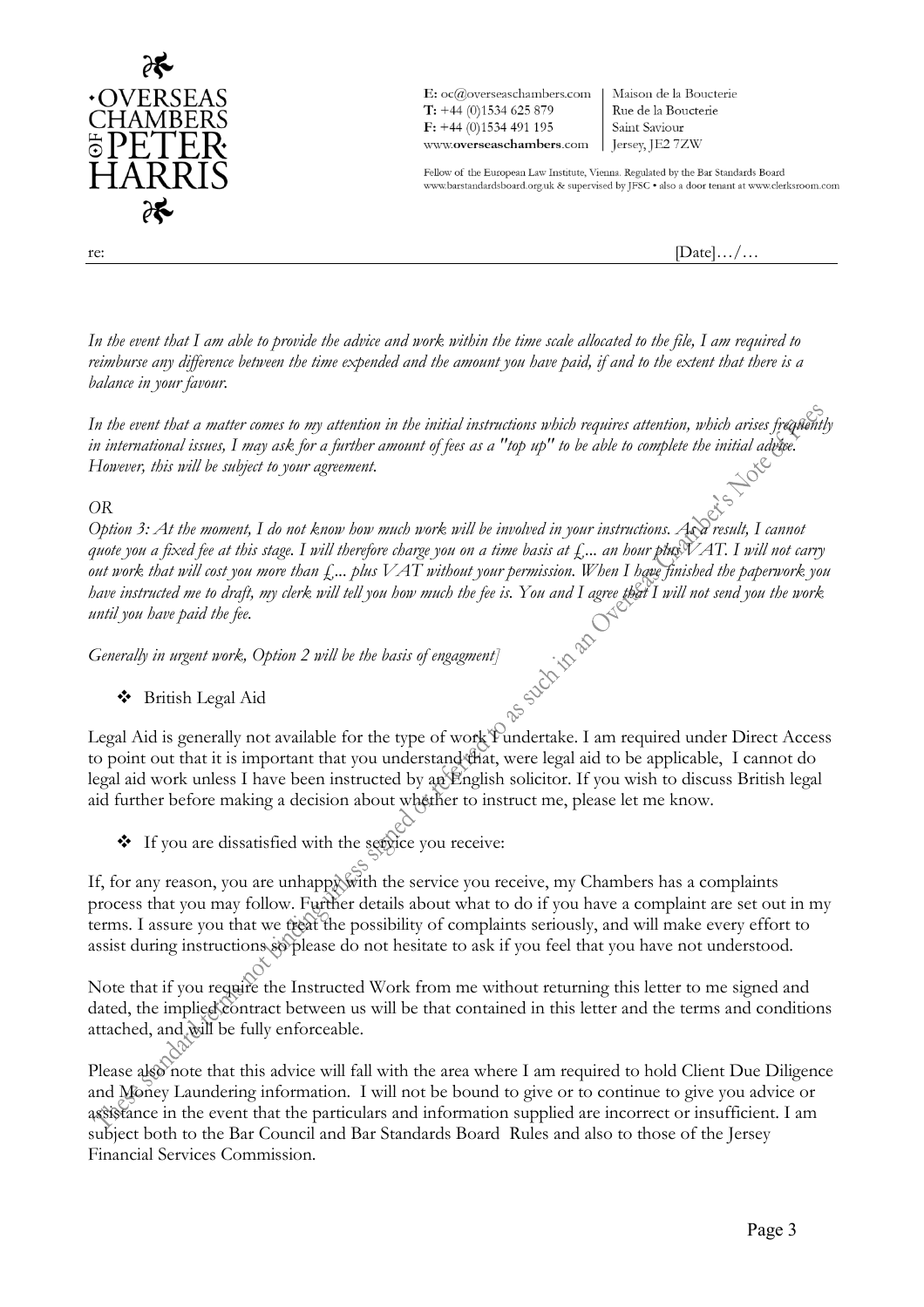*In the event that I am able to provide the advice and work within the time scale allocated to the file, I am required to reimburse any difference between the time expended and the amount you have paid, if and to the extent that there is a balance in your favour.*

*In the event that a matter comes to my attention in the initial instructions which requires attention, which arises frequently in international issues, I may ask for a further amount of fees as a "top up" to be able to complete the initial advice. However, this will be subject to your agreement.*

*OR*

*Option 3: At the moment, I do not know how much work will be involved in your instructions. As a result, I cannot quote you a fixed fee at this stage. I will therefore charge you on a time basis at £... an hour plus VAT. I will not carry out work that will cost you more than £... plus VAT without your permission. When I have finished the paperwork you have instructed me to draft, my clerk will tell you how much the fee is. You and I agree that I will not send you the work until you have paid the fee.*

*Generally in urgent work, Option 2 will be the basis of engagment]*

- British Legal Aid

Legal Aid is generally not available for the type of work I undertake. I am required under Direct Access to point out that it is important that you understand that, were legal aid to be applicable, I cannot do legal aid work unless I have been instructed by an English solicitor. If you wish to discuss British legal aid further before making a decision about whether to instruct me, please let me know.

- If you are dissatisfied with the service you receive:

If, for any reason, you are unhappy with the service you receive, my Chambers has a complaints process that you may follow. Further details about what to do if you have a complaint are set out in my terms. I assure you that we treat the possibility of complaints seriously, and will make every effort to assist during instructions so please do not hesitate to ask if you feel that you have not understood.

Note that if you require the Instructed Work from me without returning this letter to me signed and dated, the implied contract between us will be that contained in this letter and the terms and conditions attached, and will be fully enforceable.

Please also note that this advice will fall with the area where I am required to hold Client Due Diligence and Money Laundering information. I will not be bound to give or to continue to give you advice or assistance in the event that the particulars and information supplied are incorrect or insufficient. I am subject both to the Bar Council and Bar Standards Board Rules and also to those of the Jersey Financial Services Commission.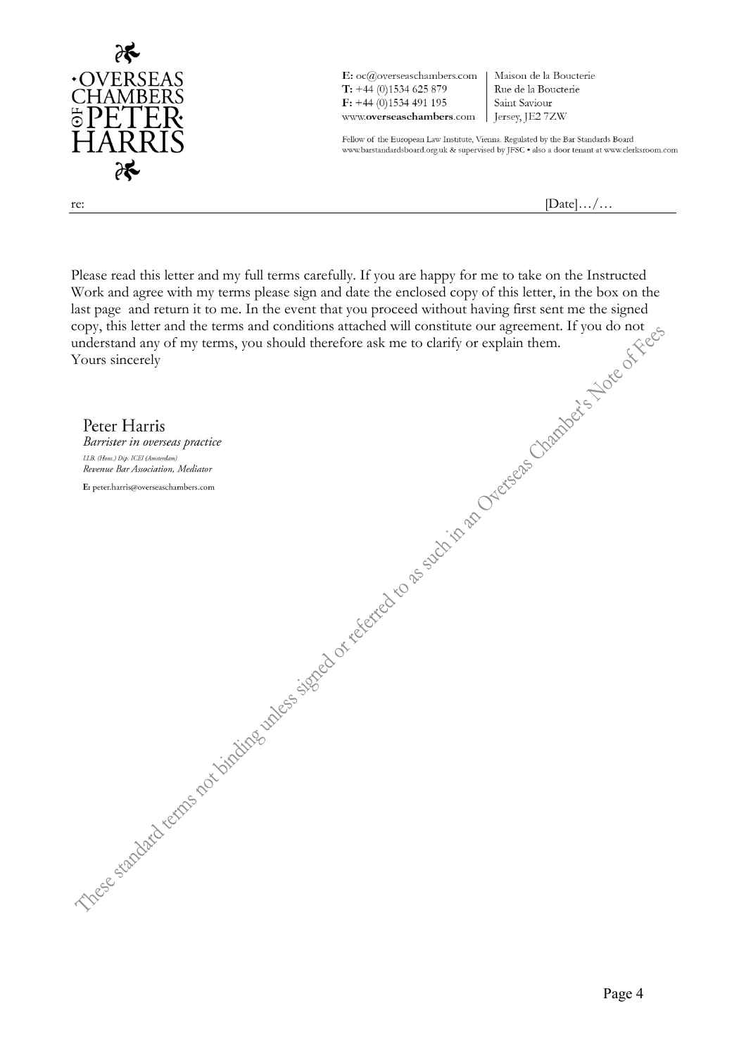**OVERSEAS CHAMBERS OF PETER HARRIS**

E: oc@overseaschambers.com
T: +44 (0)1534 625 879
F: +44 (0)1534 491 195
www.overseaschambers.com

Maison de la Boucterie
Rue de la Boucterie
Saint Saviour
Jersey, JE2 7ZW

Fellow of the European Law Institute, Vienna. Regulated by the Bar Standards Board www.barstandardsboard.org.uk & supervised by JFSC • also a door tenant at www.clerksroom.com

re: [Date]…/…

---

Please read this letter and my full terms carefully. If you are happy for me to take on the Instructed Work and agree with my terms please sign and date the enclosed copy of this letter, in the box on the last page and return it to me. In the event that you proceed without having first sent me the signed copy, this letter and the terms and conditions attached will constitute our agreement. If you do not understand any of my terms, you should therefore ask me to clarify or explain them.

Yours sincerely

Peter Harris
*Barrister in overseas practice*
*LLB. (Hons.) Dip. ICEI (Amsterdam)*
*Revenue Bar Association, Mediator*
E: peter.harris@overseaschambers.com

These standard terms not binding unless signed or referred to as such in an Overseas Chamber's Note of Fees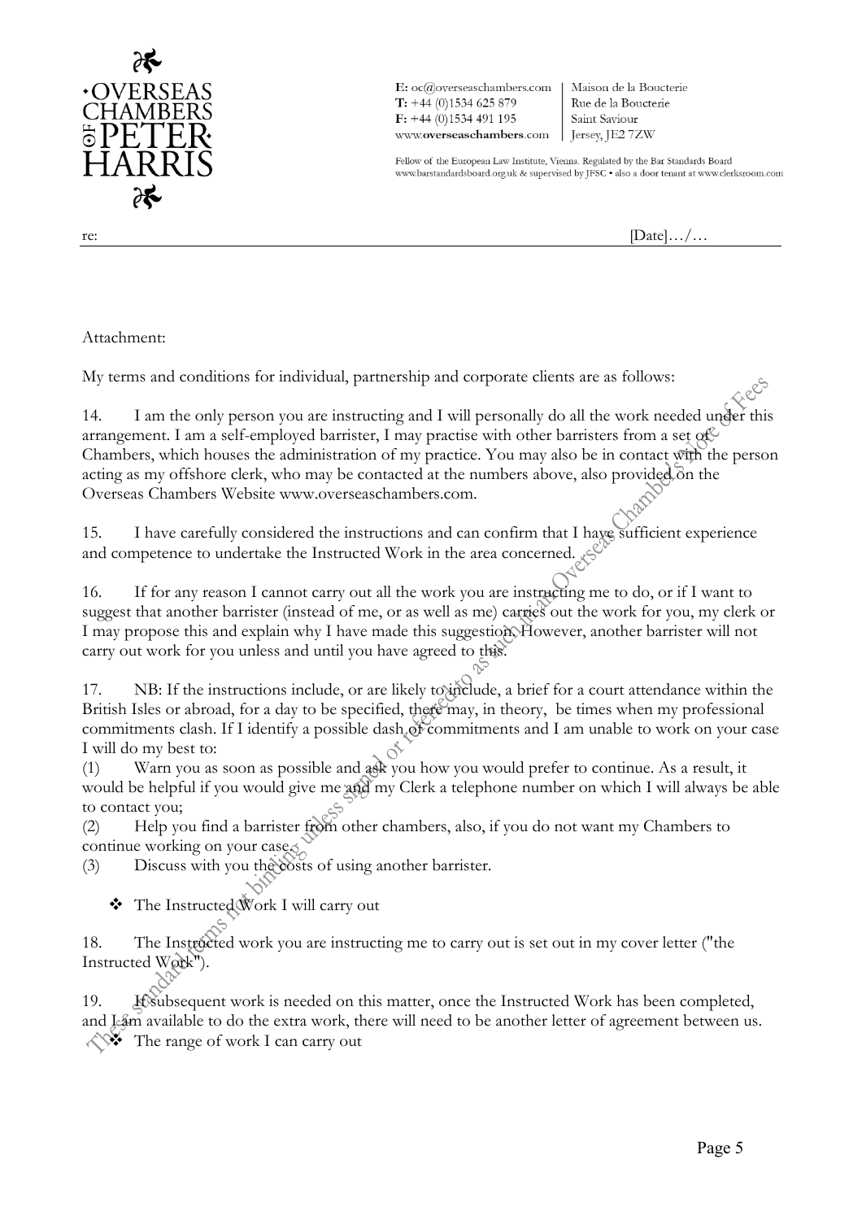Attachment:

My terms and conditions for individual, partnership and corporate clients are as follows:

14. I am the only person you are instructing and I will personally do all the work needed under this arrangement. I am a self-employed barrister, I may practise with other barristers from a set of Chambers, which houses the administration of my practice. You may also be in contact with the person acting as my offshore clerk, who may be contacted at the numbers above, also provided on the Overseas Chambers Website www.overseaschambers.com.

15. I have carefully considered the instructions and can confirm that I have sufficient experience and competence to undertake the Instructed Work in the area concerned.

16. If for any reason I cannot carry out all the work you are instructing me to do, or if I want to suggest that another barrister (instead of me, or as well as me) carries out the work for you, my clerk or I may propose this and explain why I have made this suggestion. However, another barrister will not carry out work for you unless and until you have agreed to this.

17. NB: If the instructions include, or are likely to include, a brief for a court attendance within the British Isles or abroad, for a day to be specified, there may, in theory, be times when my professional commitments clash. If I identify a possible clash of commitments and I am unable to work on your case I will do my best to:

(1) Warn you as soon as possible and ask you how you would prefer to continue. As a result, it would be helpful if you would give me and my Clerk a telephone number on which I will always be able to contact you;

(2) Help you find a barrister from other chambers, also, if you do not want my Chambers to continue working on your case;

(3) Discuss with you the costs of using another barrister.

- The Instructed Work I will carry out

18. The Instructed work you are instructing me to carry out is set out in my cover letter ("the Instructed Work").

19. If subsequent work is needed on this matter, once the Instructed Work has been completed, and I am available to do the extra work, there will need to be another letter of agreement between us.

- The range of work I can carry out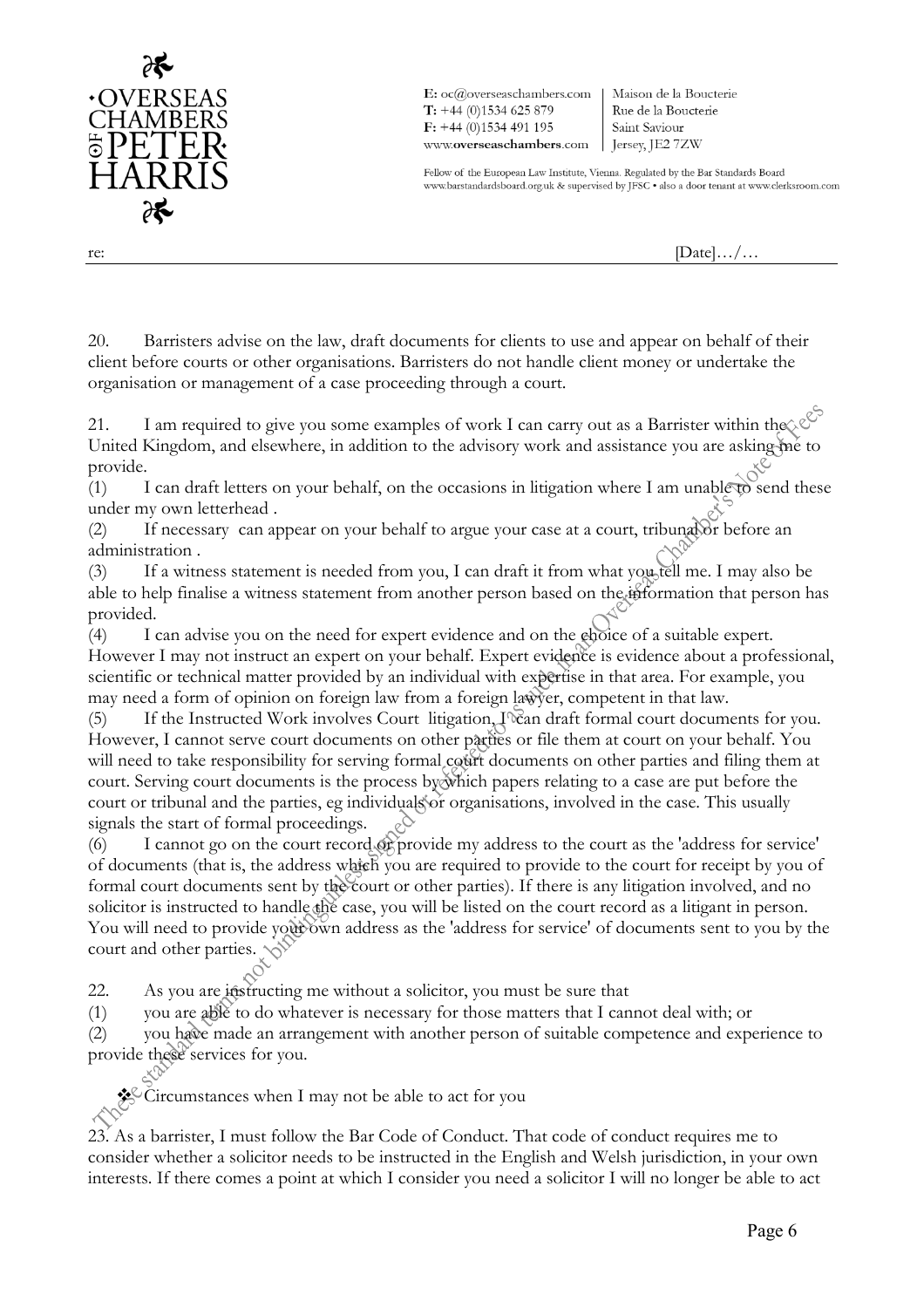20. Barristers advise on the law, draft documents for clients to use and appear on behalf of their client before courts or other organisations. Barristers do not handle client money or undertake the organisation or management of a case proceeding through a court.

21. I am required to give you some examples of work I can carry out as a Barrister within the United Kingdom, and elsewhere, in addition to the advisory work and assistance you are asking me to provide.

(1) I can draft letters on your behalf, on the occasions in litigation where I am unable to send these under my own letterhead .

(2) If necessary can appear on your behalf to argue your case at a court, tribunal or before an administration .

(3) If a witness statement is needed from you, I can draft it from what you tell me. I may also be able to help finalise a witness statement from another person based on the information that person has provided.

(4) I can advise you on the need for expert evidence and on the choice of a suitable expert. However I may not instruct an expert on your behalf. Expert evidence is evidence about a professional, scientific or technical matter provided by an individual with expertise in that area. For example, you may need a form of opinion on foreign law from a foreign lawyer, competent in that law.

(5) If the Instructed Work involves Court litigation, I can draft formal court documents for you. However, I cannot serve court documents on other parties or file them at court on your behalf. You will need to take responsibility for serving formal court documents on other parties and filing them at court. Serving court documents is the process by which papers relating to a case are put before the court or tribunal and the parties, eg individuals or organisations, involved in the case. This usually signals the start of formal proceedings.

(6) I cannot go on the court record or provide my address to the court as the 'address for service' of documents (that is, the address which you are required to provide to the court for receipt by you of formal court documents sent by the court or other parties). If there is any litigation involved, and no solicitor is instructed to handle the case, you will be listed on the court record as a litigant in person. You will need to provide your own address as the 'address for service' of documents sent to you by the court and other parties.

22. As you are instructing me without a solicitor, you must be sure that

(1) you are able to do whatever is necessary for those matters that I cannot deal with; or

(2) you have made an arrangement with another person of suitable competence and experience to provide these services for you.

❖ Circumstances when I may not be able to act for you

23. As a barrister, I must follow the Bar Code of Conduct. That code of conduct requires me to consider whether a solicitor needs to be instructed in the English and Welsh jurisdiction, in your own interests. If there comes a point at which I consider you need a solicitor I will no longer be able to act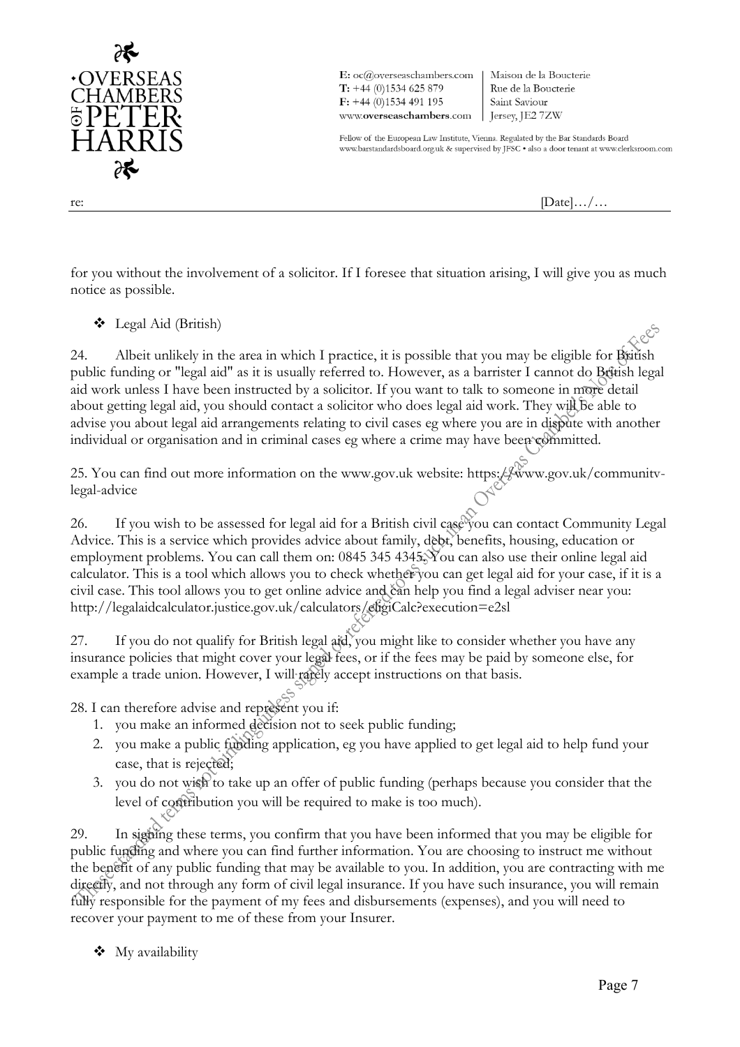for you without the involvement of a solicitor. If I foresee that situation arising, I will give you as much notice as possible.

- Legal Aid (British)

24. Albeit unlikely in the area in which I practice, it is possible that you may be eligible for British public funding or "legal aid" as it is usually referred to. However, as a barrister I cannot do British legal aid work unless I have been instructed by a solicitor. If you want to talk to someone in more detail about getting legal aid, you should contact a solicitor who does legal aid work. They will be able to advise you about legal aid arrangements relating to civil cases eg where you are in dispute with another individual or organisation and in criminal cases eg where a crime may have been committed.

25. You can find out more information on the www.gov.uk website: https://www.gov.uk/communitv-legal-advice

26. If you wish to be assessed for legal aid for a British civil case you can contact Community Legal Advice. This is a service which provides advice about family, debt, benefits, housing, education or employment problems. You can call them on: 0845 345 4345. You can also use their online legal aid calculator. This is a tool which allows you to check whether you can get legal aid for your case, if it is a civil case. This tool allows you to get online advice and can help you find a legal adviser near you: http://legalaidcalculator.justice.gov.uk/calculators/eligiCalc?execution=e2sl

27. If you do not qualify for British legal aid, you might like to consider whether you have any insurance policies that might cover your legal fees, or if the fees may be paid by someone else, for example a trade union. However, I will rarely accept instructions on that basis.

28. I can therefore advise and represent you if:

1. you make an informed decision not to seek public funding;
2. you make a public funding application, eg you have applied to get legal aid to help fund your case, that is rejected;
3. you do not wish to take up an offer of public funding (perhaps because you consider that the level of contribution you will be required to make is too much).

29. In signing these terms, you confirm that you have been informed that you may be eligible for public funding and where you can find further information. You are choosing to instruct me without the benefit of any public funding that may be available to you. In addition, you are contracting with me directly, and not through any form of civil legal insurance. If you have such insurance, you will remain fully responsible for the payment of my fees and disbursements (expenses), and you will need to recover your payment to me of these from your Insurer.

- My availability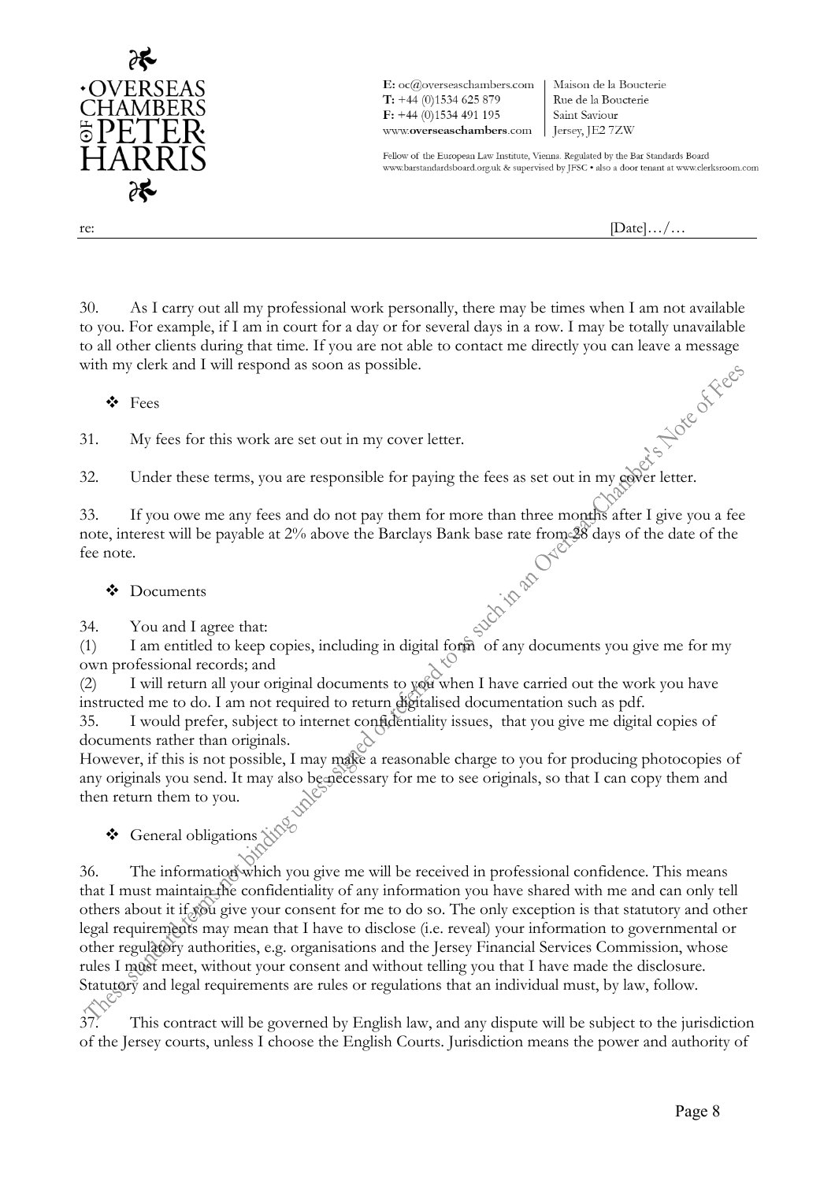30. As I carry out all my professional work personally, there may be times when I am not available to you. For example, if I am in court for a day or for several days in a row. I may be totally unavailable to all other clients during that time. If you are not able to contact me directly you can leave a message with my clerk and I will respond as soon as possible.

❖ Fees

31. My fees for this work are set out in my cover letter.

32. Under these terms, you are responsible for paying the fees as set out in my cover letter.

33. If you owe me any fees and do not pay them for more than three months after I give you a fee note, interest will be payable at 2% above the Barclays Bank base rate from 28 days of the date of the fee note.

❖ Documents

34. You and I agree that:
(1) I am entitled to keep copies, including in digital form of any documents you give me for my own professional records; and
(2) I will return all your original documents to you when I have carried out the work you have instructed me to do. I am not required to return digitalised documentation such as pdf.

35. I would prefer, subject to internet confidentiality issues, that you give me digital copies of documents rather than originals.
However, if this is not possible, I may make a reasonable charge to you for producing photocopies of any originals you send. It may also be necessary for me to see originals, so that I can copy them and then return them to you.

❖ General obligations

36. The information which you give me will be received in professional confidence. This means that I must maintain the confidentiality of any information you have shared with me and can only tell others about it if you give your consent for me to do so. The only exception is that statutory and other legal requirements may mean that I have to disclose (i.e. reveal) your information to governmental or other regulatory authorities, e.g. organisations and the Jersey Financial Services Commission, whose rules I must meet, without your consent and without telling you that I have made the disclosure. Statutory and legal requirements are rules or regulations that an individual must, by law, follow.

37. This contract will be governed by English law, and any dispute will be subject to the jurisdiction of the Jersey courts, unless I choose the English Courts. Jurisdiction means the power and authority of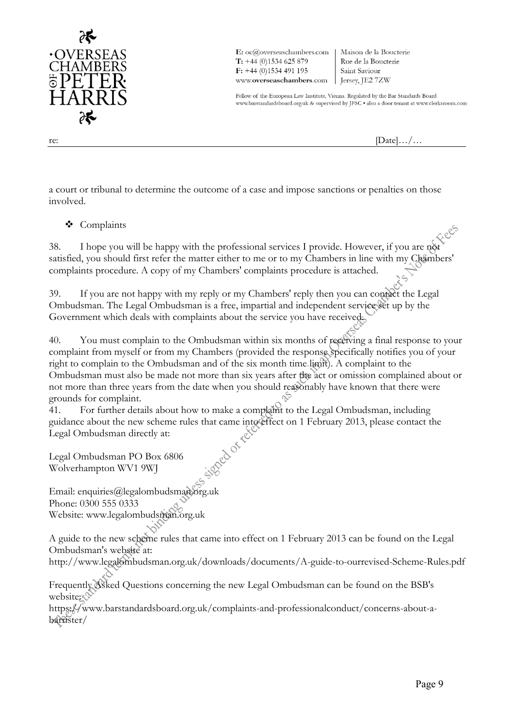a court or tribunal to determine the outcome of a case and impose sanctions or penalties on those involved.

❖ Complaints

38. I hope you will be happy with the professional services I provide. However, if you are not satisfied, you should first refer the matter either to me or to my Chambers in line with my Chambers' complaints procedure. A copy of my Chambers' complaints procedure is attached.

39. If you are not happy with my reply or my Chambers' reply then you can contact the Legal Ombudsman. The Legal Ombudsman is a free, impartial and independent service set up by the Government which deals with complaints about the service you have received.

40. You must complain to the Ombudsman within six months of receiving a final response to your complaint from myself or from my Chambers (provided the response specifically notifies you of your right to complain to the Ombudsman and of the six month time limit). A complaint to the Ombudsman must also be made not more than six years after the act or omission complained about or not more than three years from the date when you should reasonably have known that there were grounds for complaint.

41. For further details about how to make a complaint to the Legal Ombudsman, including guidance about the new scheme rules that came into effect on 1 February 2013, please contact the Legal Ombudsman directly at:

Legal Ombudsman PO Box 6806
Wolverhampton WV1 9WJ

Email: enquiries@legalombudsman.org.uk
Phone: 0300 555 0333
Website: www.legalombudsman.org.uk

A guide to the new scheme rules that came into effect on 1 February 2013 can be found on the Legal Ombudsman's website at:
http://www.legalombudsman.org.uk/downloads/documents/A-guide-to-ourrevised-Scheme-Rules.pdf

Frequently Asked Questions concerning the new Legal Ombudsman can be found on the BSB's website:
https://www.barstandardsboard.org.uk/complaints-and-professionalconduct/concerns-about-a-barrister/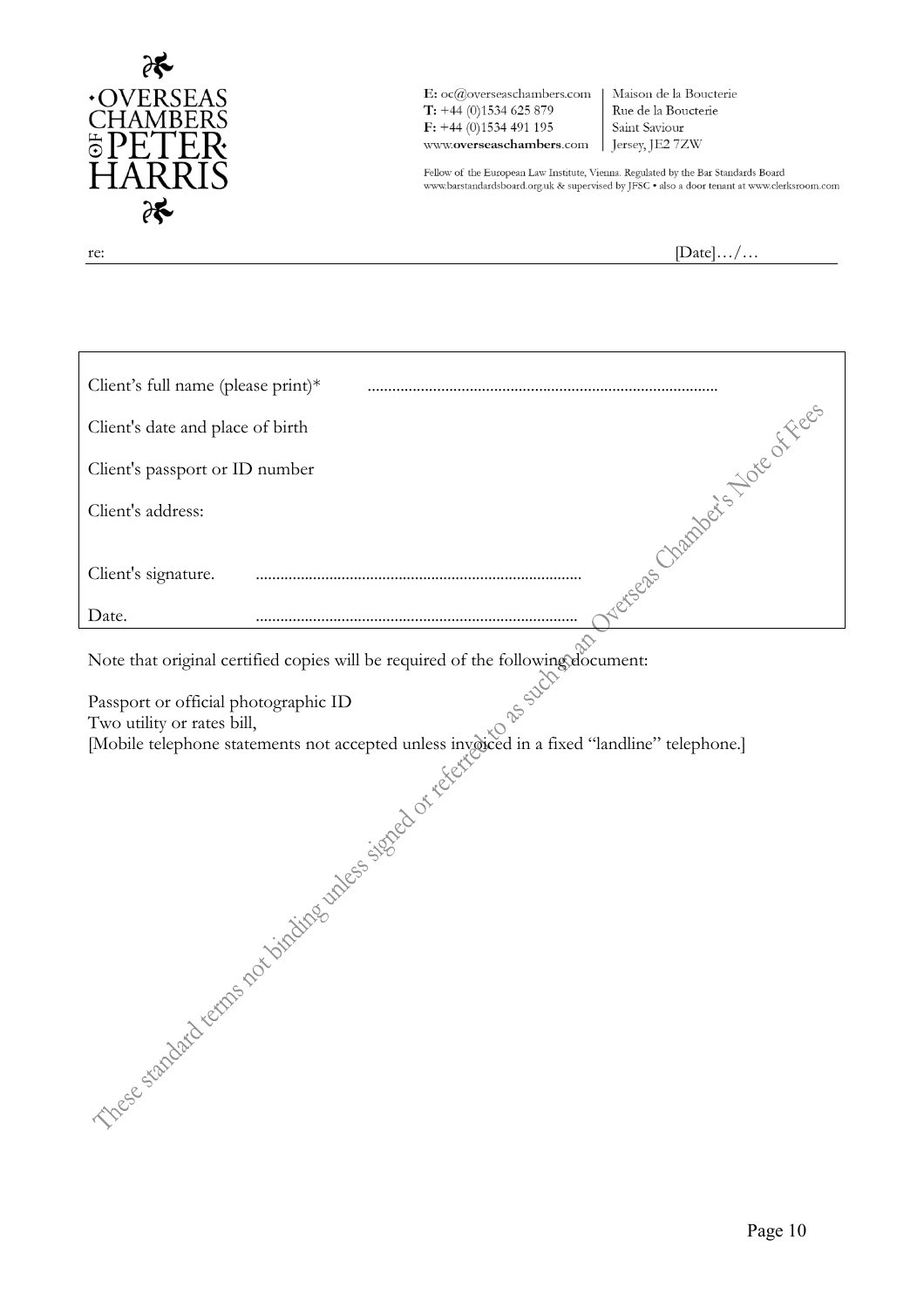re: [Date]…/…

| | |
|---|---|
| Client's full name (please print)* | ..................................................................................... |
| Client's date and place of birth | |
| Client's passport or ID number | |
| Client's address: | |
| Client's signature. | ............................................................................... |
| Date. | ............................................................................... |

Note that original certified copies will be required of the following document:

Passport or official photographic ID
Two utility or rates bill,
[Mobile telephone statements not accepted unless invoiced in a fixed "landline" telephone.]

These standard terms not binding unless signed or referred to as such on an Overseas Chamber's Note of Fees